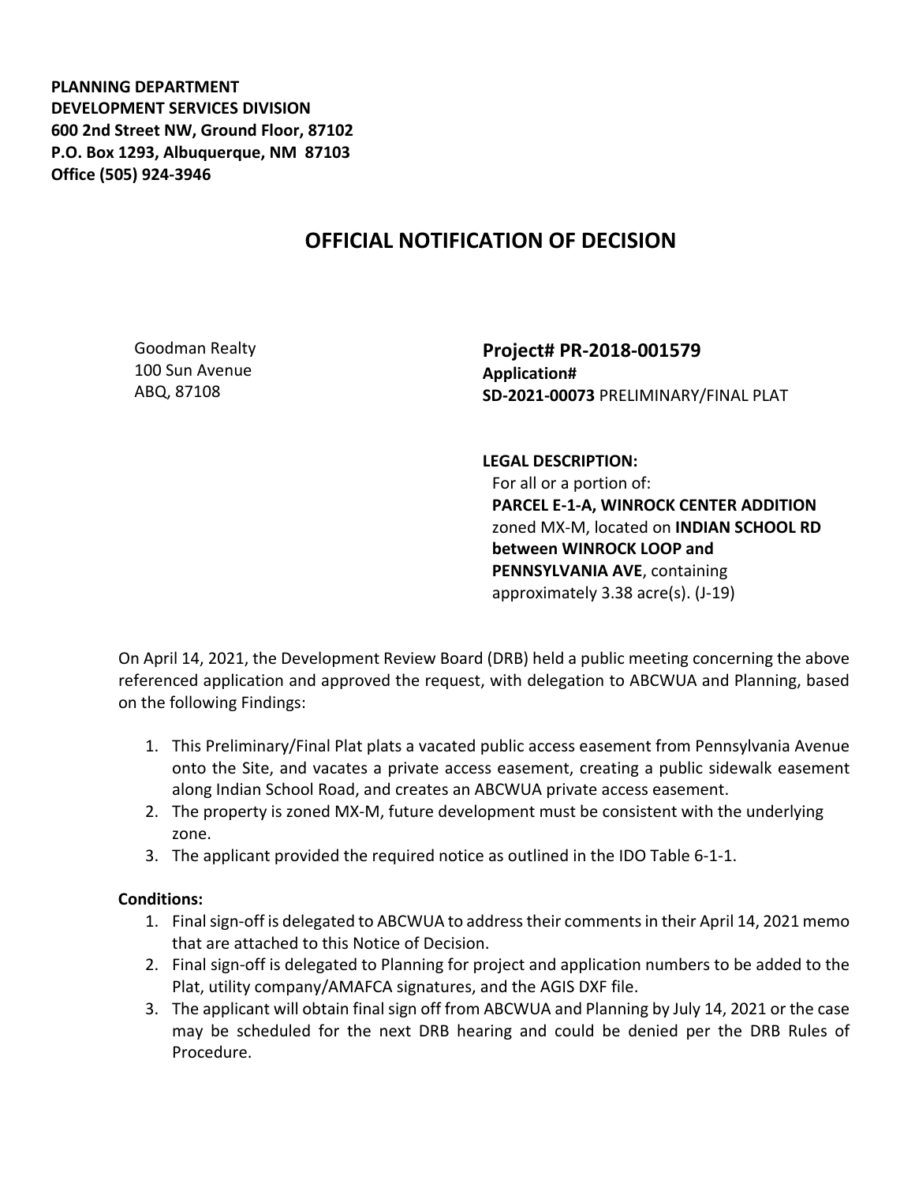**PLANNING DEPARTMENT**
**DEVELOPMENT SERVICES DIVISION**
**600 2nd Street NW, Ground Floor, 87102**
**P.O. Box 1293, Albuquerque, NM 87103**
**Office (505) 924-3946**

# OFFICIAL NOTIFICATION OF DECISION

Goodman Realty
100 Sun Avenue
ABQ, 87108

**Project# PR-2018-001579**
**Application#**
**SD-2021-00073** PRELIMINARY/FINAL PLAT

**LEGAL DESCRIPTION:**
For all or a portion of:
**PARCEL E-1-A, WINROCK CENTER ADDITION** zoned MX-M, located on **INDIAN SCHOOL RD between WINROCK LOOP and PENNSYLVANIA AVE**, containing approximately 3.38 acre(s). (J-19)

On April 14, 2021, the Development Review Board (DRB) held a public meeting concerning the above referenced application and approved the request, with delegation to ABCWUA and Planning, based on the following Findings:

1. This Preliminary/Final Plat plats a vacated public access easement from Pennsylvania Avenue onto the Site, and vacates a private access easement, creating a public sidewalk easement along Indian School Road, and creates an ABCWUA private access easement.
2. The property is zoned MX-M, future development must be consistent with the underlying zone.
3. The applicant provided the required notice as outlined in the IDO Table 6-1-1.

**Conditions:**

1. Final sign-off is delegated to ABCWUA to address their comments in their April 14, 2021 memo that are attached to this Notice of Decision.
2. Final sign-off is delegated to Planning for project and application numbers to be added to the Plat, utility company/AMAFCA signatures, and the AGIS DXF file.
3. The applicant will obtain final sign off from ABCWUA and Planning by July 14, 2021 or the case may be scheduled for the next DRB hearing and could be denied per the DRB Rules of Procedure.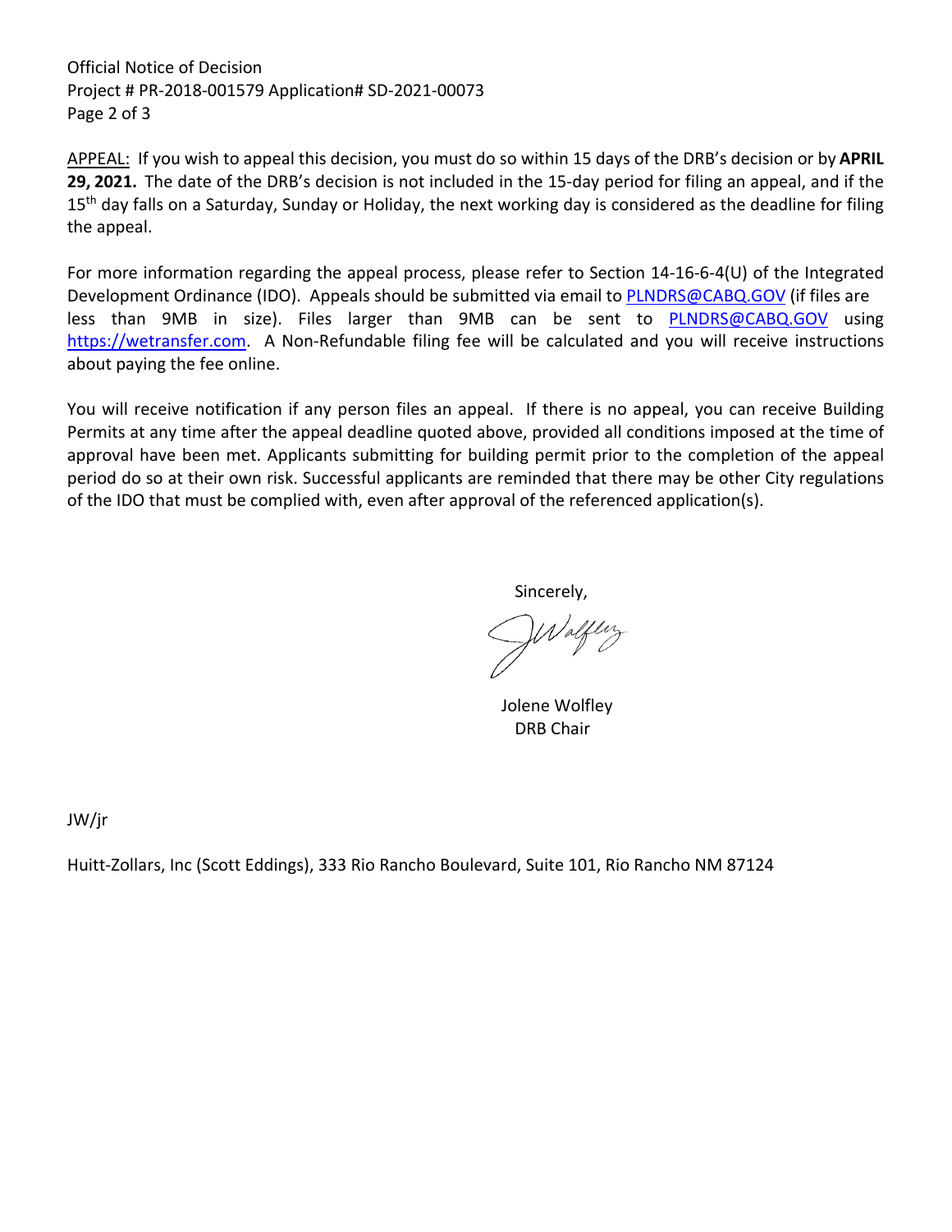APPEAL: If you wish to appeal this decision, you must do so within 15 days of the DRB's decision or by **APRIL 29, 2021.** The date of the DRB's decision is not included in the 15-day period for filing an appeal, and if the 15th day falls on a Saturday, Sunday or Holiday, the next working day is considered as the deadline for filing the appeal.

For more information regarding the appeal process, please refer to Section 14-16-6-4(U) of the Integrated Development Ordinance (IDO). Appeals should be submitted via email to PLNDRS@CABQ.GOV (if files are less than 9MB in size). Files larger than 9MB can be sent to PLNDRS@CABQ.GOV using https://wetransfer.com. A Non-Refundable filing fee will be calculated and you will receive instructions about paying the fee online.

You will receive notification if any person files an appeal. If there is no appeal, you can receive Building Permits at any time after the appeal deadline quoted above, provided all conditions imposed at the time of approval have been met. Applicants submitting for building permit prior to the completion of the appeal period do so at their own risk. Successful applicants are reminded that there may be other City regulations of the IDO that must be complied with, even after approval of the referenced application(s).

Sincerely,

JWolfley

Jolene Wolfley
DRB Chair

JW/jr

Huitt-Zollars, Inc (Scott Eddings), 333 Rio Rancho Boulevard, Suite 101, Rio Rancho NM 87124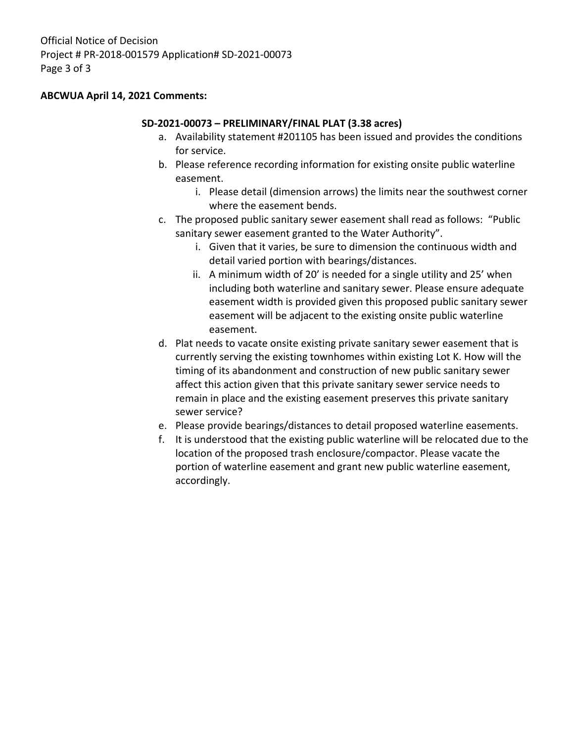**ABCWUA April 14, 2021 Comments:**

**SD-2021-00073 – PRELIMINARY/FINAL PLAT (3.38 acres)**

a. Availability statement #201105 has been issued and provides the conditions for service.
b. Please reference recording information for existing onsite public waterline easement.
    i. Please detail (dimension arrows) the limits near the southwest corner where the easement bends.
c. The proposed public sanitary sewer easement shall read as follows: "Public sanitary sewer easement granted to the Water Authority".
    i. Given that it varies, be sure to dimension the continuous width and detail varied portion with bearings/distances.
    ii. A minimum width of 20' is needed for a single utility and 25' when including both waterline and sanitary sewer. Please ensure adequate easement width is provided given this proposed public sanitary sewer easement will be adjacent to the existing onsite public waterline easement.
d. Plat needs to vacate onsite existing private sanitary sewer easement that is currently serving the existing townhomes within existing Lot K. How will the timing of its abandonment and construction of new public sanitary sewer affect this action given that this private sanitary sewer service needs to remain in place and the existing easement preserves this private sanitary sewer service?
e. Please provide bearings/distances to detail proposed waterline easements.
f. It is understood that the existing public waterline will be relocated due to the location of the proposed trash enclosure/compactor. Please vacate the portion of waterline easement and grant new public waterline easement, accordingly.